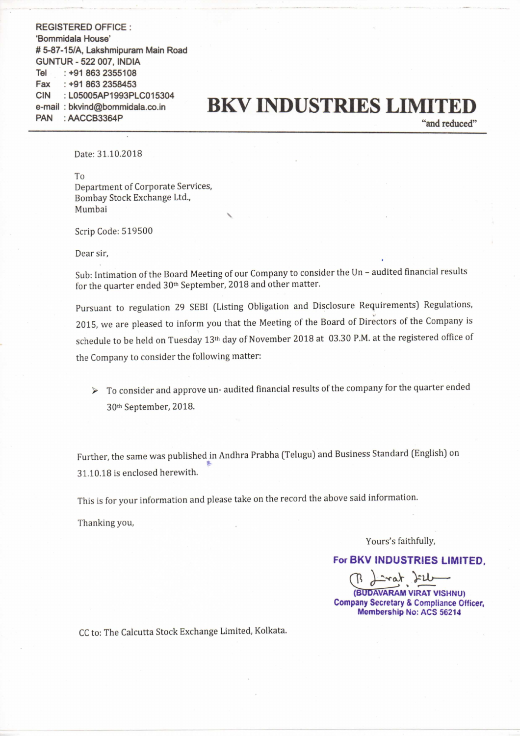REGISTERED OFFICE :
'Bommidala House'
# 5-87-15/A, Lakshmipuram Main Road
GUNTUR - 522 007, INDIA
Tel : +91 863 2355108
Fax : +91 863 2358453
CIN : L05005AP1993PLC015304
e-mail : bkvind@bommidala.co.in
PAN : AACCB3364P

# BKV INDUSTRIES LIMITED

"and reduced"

Date: 31.10.2018

To
Department of Corporate Services,
Bombay Stock Exchange Ltd.,
Mumbai

Scrip Code: 519500

Dear sir,

Sub: Intimation of the Board Meeting of our Company to consider the Un – audited financial results for the quarter ended 30th September, 2018 and other matter.

Pursuant to regulation 29 SEBI (Listing Obligation and Disclosure Requirements) Regulations, 2015, we are pleased to inform you that the Meeting of the Board of Directors of the Company is schedule to be held on Tuesday 13th day of November 2018 at 03.30 P.M. at the registered office of the Company to consider the following matter:

- To consider and approve un- audited financial results of the company for the quarter ended 30th September, 2018.

Further, the same was published in Andhra Prabha (Telugu) and Business Standard (English) on 31.10.18 is enclosed herewith.

This is for your information and please take on the record the above said information.

Thanking you,

Yours's faithfully,

**For BKV INDUSTRIES LIMITED,**

**(BUDAVARAM VIRAT VISHNU)**
**Company Secretary & Compliance Officer,**
**Membership No: ACS 56214**

CC to: The Calcutta Stock Exchange Limited, Kolkata.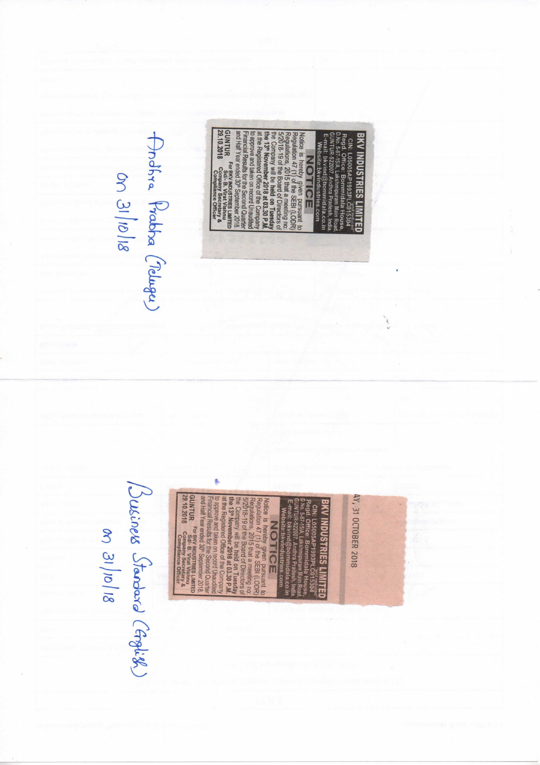## BKV INDUSTRIES LIMITED

CIN: L05005AP1993PLC015304
Regd. Office: Bommidala House, D.No. 5-87-15A, Lakshmipuram Main Road, GUNTUR-522007, Andhra Pradesh, India.
E-mail: bkvind@bommidala.co.in
Website:bkvindustries.com

### NOTICE

Notice is hereby given pursuant to Regulation 47 (1) of the SEBI (LODR) Regulations, 2015 that a meeting no: 5/2018-19 of the Board of Directors of the Company will be **held on Tuesday the 13th November 2018 at 03.30 P.M.** at the Registered Office of the Company to approve and taken on record Unaudited Financial Results for the Second Quarter and Half Year ended 30th September 2018.

**GUNTUR**
**29.10.2018**

For BKV INDUSTRIES LIMITED
Sd/- B. Virat Vishnu
Company Secretary &
Compliance Officer

Andhra Prabha (Telugu)
on 31/10/18

---

AY, 31 OCTOBER 2018

## BKV INDUSTRIES LIMITED

CIN: L05005AP1993PLC015304
Regd. Office: Bommidala House, D.No. 5-87-15A, Lakshmipuram Main Road, GUNTUR-522007, Andhra Pradesh, India.
E-mail: bkvind@bommidala.co.in
Website:bkvindustries.com

### NOTICE

Notice is hereby given pursuant to Regulation 47 (1) of the SEBI (LODR) Regulations, 2015 that a meeting no: 5/2018-19 of the Board of Directors of the Company will be **held on Tuesday the 13th November 2018 at 03.30 P.M.** at the Registered Office of the Company to approve and taken on record Unaudited Financial Results for the Second Quarter and Half Year ended 30th September 2018.

**GUNTUR**
**29.10.2018**

For BKV INDUSTRIES LIMITED
Sd/- B. Virat Vishnu
Company Secretary &
Compliance Officer

Business Standard (English)
on 31/10/18